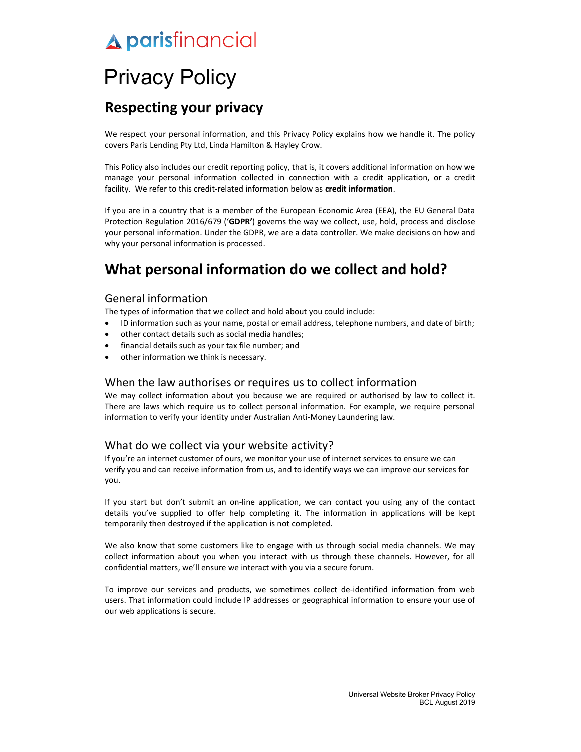parisfinancial

# Privacy Policy

## Respecting your privacy

We respect your personal information, and this Privacy Policy explains how we handle it. The policy covers Paris Lending Pty Ltd, Linda Hamilton & Hayley Crow.

This Policy also includes our credit reporting policy, that is, it covers additional information on how we manage your personal information collected in connection with a credit application, or a credit facility. We refer to this credit-related information below as **credit information**.

If you are in a country that is a member of the European Economic Area (EEA), the EU General Data Protection Regulation 2016/679 ('**GDPR'**) governs the way we collect, use, hold, process and disclose your personal information. Under the GDPR, we are a data controller. We make decisions on how and why your personal information is processed.

## What personal information do we collect and hold?

### General information

The types of information that we collect and hold about you could include:

- ID information such as your name, postal or email address, telephone numbers, and date of birth;
- other contact details such as social media handles;
- financial details such as your tax file number; and
- other information we think is necessary.

### When the law authorises or requires us to collect information

We may collect information about you because we are required or authorised by law to collect it. There are laws which require us to collect personal information. For example, we require personal information to verify your identity under Australian Anti-Money Laundering law.

### What do we collect via your website activity?

If you're an internet customer of ours, we monitor your use of internet services to ensure we can verify you and can receive information from us, and to identify ways we can improve our services for you.

If you start but don't submit an on-line application, we can contact you using any of the contact details you've supplied to offer help completing it. The information in applications will be kept temporarily then destroyed if the application is not completed.

We also know that some customers like to engage with us through social media channels. We may collect information about you when you interact with us through these channels. However, for all confidential matters, we'll ensure we interact with you via a secure forum.

To improve our services and products, we sometimes collect de-identified information from web users. That information could include IP addresses or geographical information to ensure your use of our web applications is secure.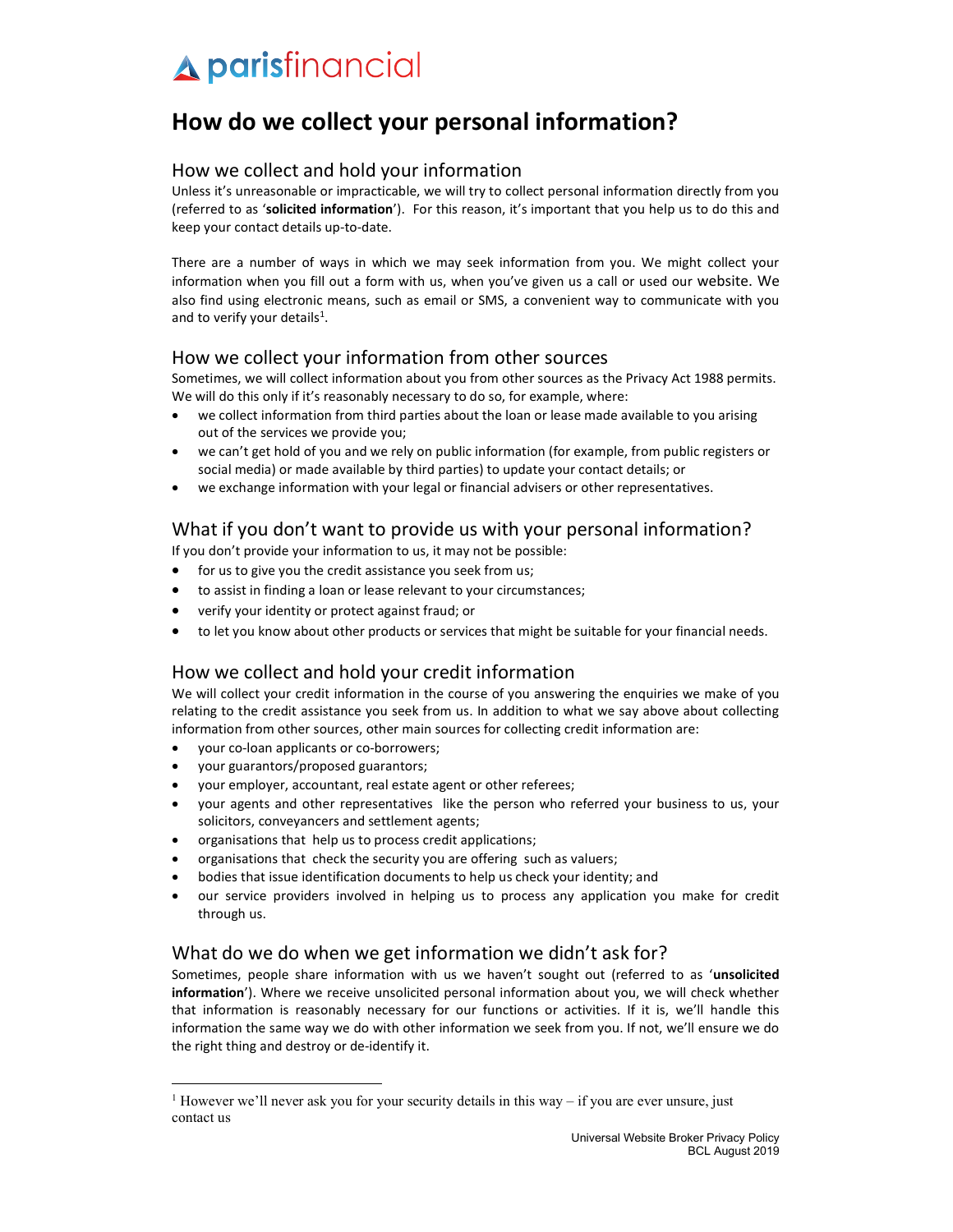# How do we collect your personal information?

## How we collect and hold your information

Unless it's unreasonable or impracticable, we will try to collect personal information directly from you (referred to as '**solicited information**'). For this reason, it's important that you help us to do this and keep your contact details up-to-date.

There are a number of ways in which we may seek information from you. We might collect your information when you fill out a form with us, when you've given us a call or used our website. We also find using electronic means, such as email or SMS, a convenient way to communicate with you and to verify your details[1].

## How we collect your information from other sources

Sometimes, we will collect information about you from other sources as the Privacy Act 1988 permits. We will do this only if it's reasonably necessary to do so, for example, where:

- we collect information from third parties about the loan or lease made available to you arising out of the services we provide you;
- we can't get hold of you and we rely on public information (for example, from public registers or social media) or made available by third parties) to update your contact details; or
- we exchange information with your legal or financial advisers or other representatives.

## What if you don't want to provide us with your personal information?

If you don't provide your information to us, it may not be possible:

- for us to give you the credit assistance you seek from us;
- to assist in finding a loan or lease relevant to your circumstances;
- verify your identity or protect against fraud; or
- to let you know about other products or services that might be suitable for your financial needs.

## How we collect and hold your credit information

We will collect your credit information in the course of you answering the enquiries we make of you relating to the credit assistance you seek from us. In addition to what we say above about collecting information from other sources, other main sources for collecting credit information are:

- your co-loan applicants or co-borrowers;
- your guarantors/proposed guarantors;
- your employer, accountant, real estate agent or other referees;
- your agents and other representatives like the person who referred your business to us, your solicitors, conveyancers and settlement agents;
- organisations that help us to process credit applications;
- organisations that check the security you are offering such as valuers;
- bodies that issue identification documents to help us check your identity; and
- our service providers involved in helping us to process any application you make for credit through us.

## What do we do when we get information we didn't ask for?

Sometimes, people share information with us we haven't sought out (referred to as '**unsolicited information**'). Where we receive unsolicited personal information about you, we will check whether that information is reasonably necessary for our functions or activities. If it is, we'll handle this information the same way we do with other information we seek from you. If not, we'll ensure we do the right thing and destroy or de-identify it.

---

[1] However we'll never ask you for your security details in this way – if you are ever unsure, just contact us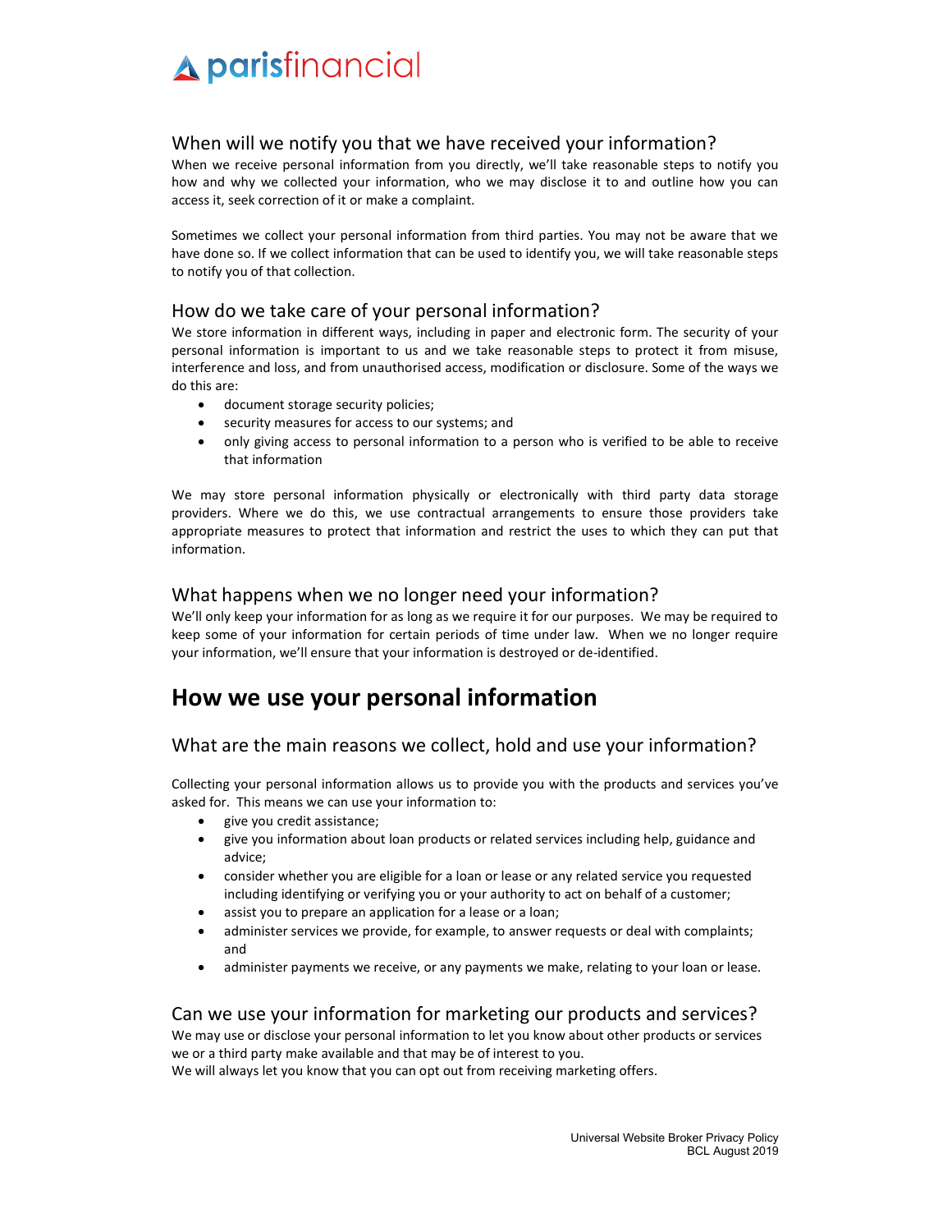### When will we notify you that we have received your information?

When we receive personal information from you directly, we'll take reasonable steps to notify you how and why we collected your information, who we may disclose it to and outline how you can access it, seek correction of it or make a complaint.

Sometimes we collect your personal information from third parties. You may not be aware that we have done so. If we collect information that can be used to identify you, we will take reasonable steps to notify you of that collection.

### How do we take care of your personal information?

We store information in different ways, including in paper and electronic form. The security of your personal information is important to us and we take reasonable steps to protect it from misuse, interference and loss, and from unauthorised access, modification or disclosure. Some of the ways we do this are:

- document storage security policies;
- security measures for access to our systems; and
- only giving access to personal information to a person who is verified to be able to receive that information

We may store personal information physically or electronically with third party data storage providers. Where we do this, we use contractual arrangements to ensure those providers take appropriate measures to protect that information and restrict the uses to which they can put that information.

### What happens when we no longer need your information?

We'll only keep your information for as long as we require it for our purposes. We may be required to keep some of your information for certain periods of time under law. When we no longer require your information, we'll ensure that your information is destroyed or de-identified.

## How we use your personal information

### What are the main reasons we collect, hold and use your information?

Collecting your personal information allows us to provide you with the products and services you've asked for. This means we can use your information to:

- give you credit assistance;
- give you information about loan products or related services including help, guidance and advice;
- consider whether you are eligible for a loan or lease or any related service you requested including identifying or verifying you or your authority to act on behalf of a customer;
- assist you to prepare an application for a lease or a loan;
- administer services we provide, for example, to answer requests or deal with complaints; and
- administer payments we receive, or any payments we make, relating to your loan or lease.

### Can we use your information for marketing our products and services?

We may use or disclose your personal information to let you know about other products or services we or a third party make available and that may be of interest to you.
We will always let you know that you can opt out from receiving marketing offers.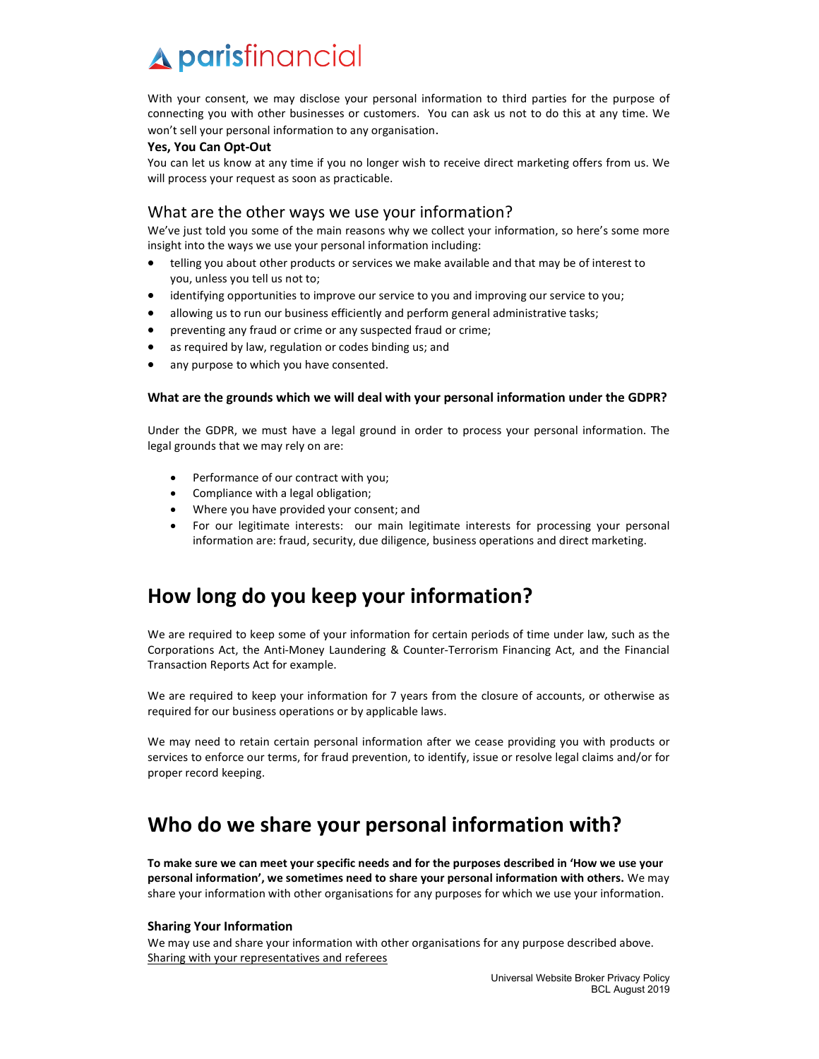With your consent, we may disclose your personal information to third parties for the purpose of connecting you with other businesses or customers. You can ask us not to do this at any time. We won't sell your personal information to any organisation.

**Yes, You Can Opt-Out**

You can let us know at any time if you no longer wish to receive direct marketing offers from us. We will process your request as soon as practicable.

### What are the other ways we use your information?

We've just told you some of the main reasons why we collect your information, so here's some more insight into the ways we use your personal information including:

- telling you about other products or services we make available and that may be of interest to you, unless you tell us not to;
- identifying opportunities to improve our service to you and improving our service to you;
- allowing us to run our business efficiently and perform general administrative tasks;
- preventing any fraud or crime or any suspected fraud or crime;
- as required by law, regulation or codes binding us; and
- any purpose to which you have consented.

**What are the grounds which we will deal with your personal information under the GDPR?**

Under the GDPR, we must have a legal ground in order to process your personal information. The legal grounds that we may rely on are:

- Performance of our contract with you;
- Compliance with a legal obligation;
- Where you have provided your consent; and
- For our legitimate interests: our main legitimate interests for processing your personal information are: fraud, security, due diligence, business operations and direct marketing.

## How long do you keep your information?

We are required to keep some of your information for certain periods of time under law, such as the Corporations Act, the Anti-Money Laundering & Counter-Terrorism Financing Act, and the Financial Transaction Reports Act for example.

We are required to keep your information for 7 years from the closure of accounts, or otherwise as required for our business operations or by applicable laws.

We may need to retain certain personal information after we cease providing you with products or services to enforce our terms, for fraud prevention, to identify, issue or resolve legal claims and/or for proper record keeping.

## Who do we share your personal information with?

**To make sure we can meet your specific needs and for the purposes described in 'How we use your personal information', we sometimes need to share your personal information with others.** We may share your information with other organisations for any purposes for which we use your information.

**Sharing Your Information**

We may use and share your information with other organisations for any purpose described above.

Sharing with your representatives and referees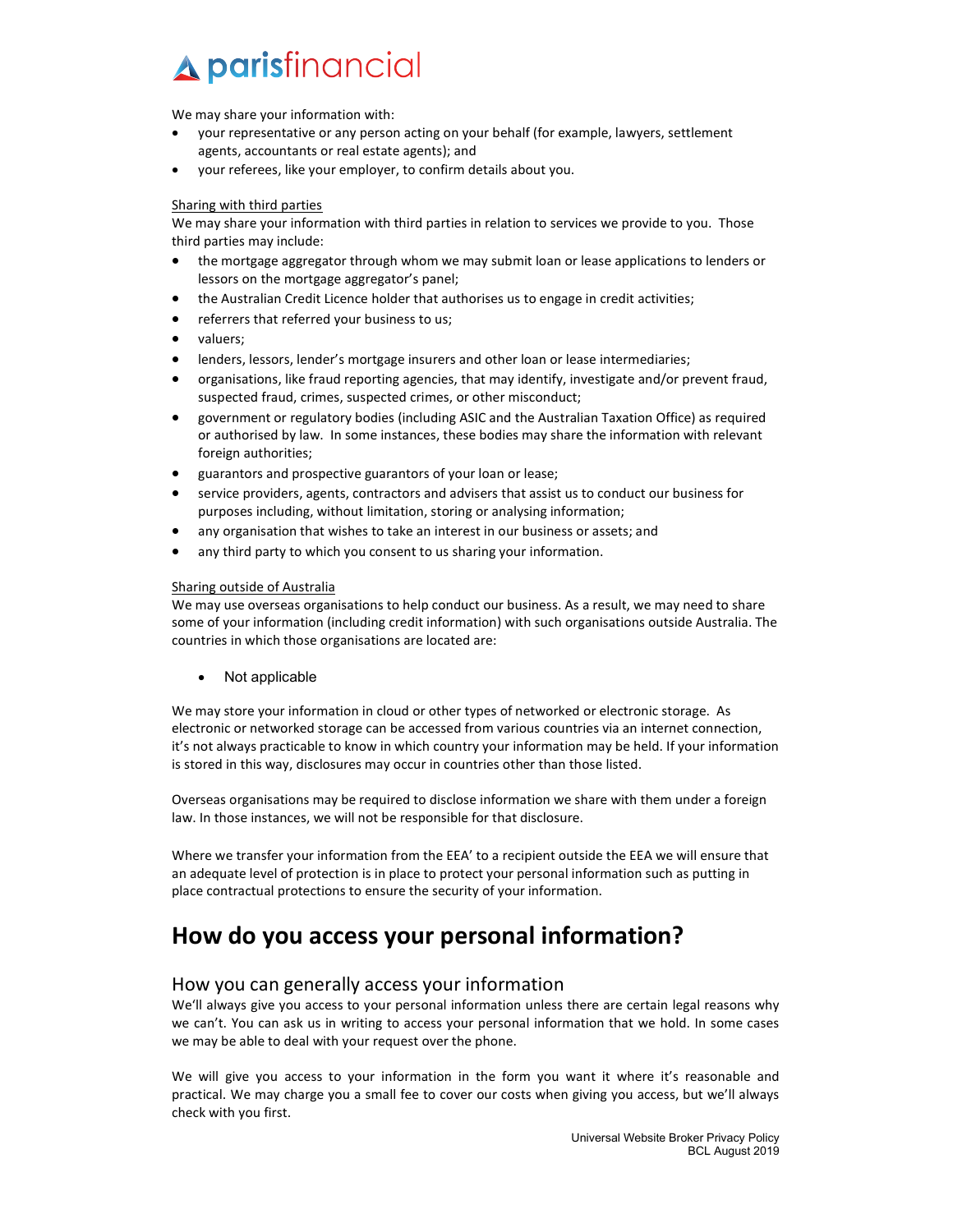We may share your information with:

- your representative or any person acting on your behalf (for example, lawyers, settlement agents, accountants or real estate agents); and
- your referees, like your employer, to confirm details about you.

Sharing with third parties

We may share your information with third parties in relation to services we provide to you. Those third parties may include:

- the mortgage aggregator through whom we may submit loan or lease applications to lenders or lessors on the mortgage aggregator's panel;
- the Australian Credit Licence holder that authorises us to engage in credit activities;
- referrers that referred your business to us;
- valuers;
- lenders, lessors, lender's mortgage insurers and other loan or lease intermediaries;
- organisations, like fraud reporting agencies, that may identify, investigate and/or prevent fraud, suspected fraud, crimes, suspected crimes, or other misconduct;
- government or regulatory bodies (including ASIC and the Australian Taxation Office) as required or authorised by law. In some instances, these bodies may share the information with relevant foreign authorities;
- guarantors and prospective guarantors of your loan or lease;
- service providers, agents, contractors and advisers that assist us to conduct our business for purposes including, without limitation, storing or analysing information;
- any organisation that wishes to take an interest in our business or assets; and
- any third party to which you consent to us sharing your information.

Sharing outside of Australia

We may use overseas organisations to help conduct our business. As a result, we may need to share some of your information (including credit information) with such organisations outside Australia. The countries in which those organisations are located are:

- Not applicable

We may store your information in cloud or other types of networked or electronic storage. As electronic or networked storage can be accessed from various countries via an internet connection, it's not always practicable to know in which country your information may be held. If your information is stored in this way, disclosures may occur in countries other than those listed.

Overseas organisations may be required to disclose information we share with them under a foreign law. In those instances, we will not be responsible for that disclosure.

Where we transfer your information from the EEA' to a recipient outside the EEA we will ensure that an adequate level of protection is in place to protect your personal information such as putting in place contractual protections to ensure the security of your information.

# How do you access your personal information?

## How you can generally access your information

We'll always give you access to your personal information unless there are certain legal reasons why we can't. You can ask us in writing to access your personal information that we hold. In some cases we may be able to deal with your request over the phone.

We will give you access to your information in the form you want it where it's reasonable and practical. We may charge you a small fee to cover our costs when giving you access, but we'll always check with you first.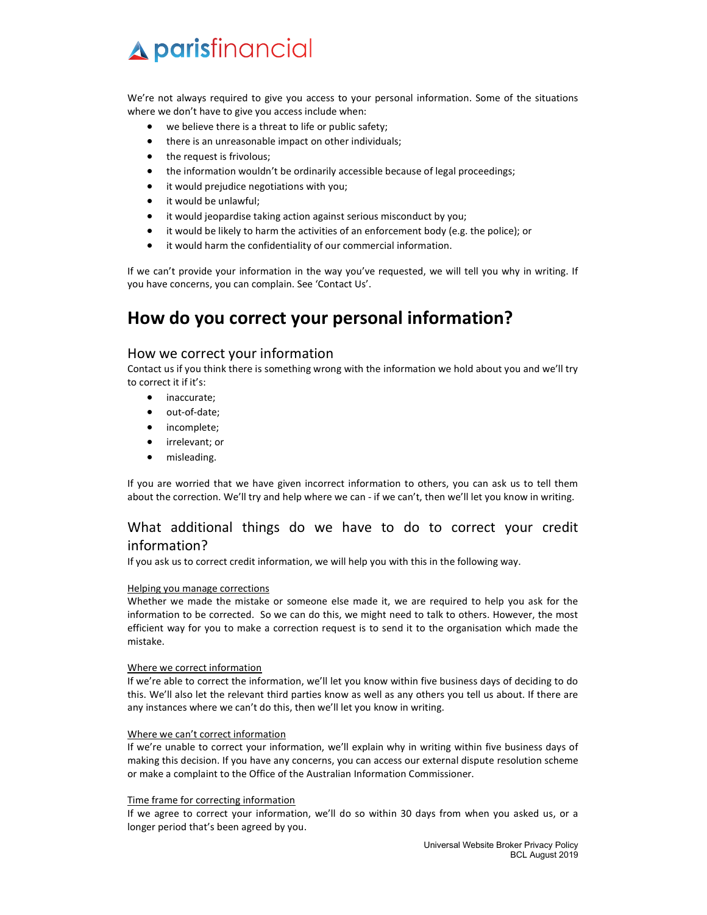We're not always required to give you access to your personal information. Some of the situations where we don't have to give you access include when:

- we believe there is a threat to life or public safety;
- there is an unreasonable impact on other individuals;
- the request is frivolous;
- the information wouldn't be ordinarily accessible because of legal proceedings;
- it would prejudice negotiations with you;
- it would be unlawful;
- it would jeopardise taking action against serious misconduct by you;
- it would be likely to harm the activities of an enforcement body (e.g. the police); or
- it would harm the confidentiality of our commercial information.

If we can't provide your information in the way you've requested, we will tell you why in writing. If you have concerns, you can complain. See 'Contact Us'.

# How do you correct your personal information?

## How we correct your information

Contact us if you think there is something wrong with the information we hold about you and we'll try to correct it if it's:

- inaccurate;
- out-of-date;
- incomplete;
- irrelevant; or
- misleading.

If you are worried that we have given incorrect information to others, you can ask us to tell them about the correction. We'll try and help where we can - if we can't, then we'll let you know in writing.

## What additional things do we have to do to correct your credit information?

If you ask us to correct credit information, we will help you with this in the following way.

### Helping you manage corrections

Whether we made the mistake or someone else made it, we are required to help you ask for the information to be corrected. So we can do this, we might need to talk to others. However, the most efficient way for you to make a correction request is to send it to the organisation which made the mistake.

### Where we correct information

If we're able to correct the information, we'll let you know within five business days of deciding to do this. We'll also let the relevant third parties know as well as any others you tell us about. If there are any instances where we can't do this, then we'll let you know in writing.

### Where we can't correct information

If we're unable to correct your information, we'll explain why in writing within five business days of making this decision. If you have any concerns, you can access our external dispute resolution scheme or make a complaint to the Office of the Australian Information Commissioner.

### Time frame for correcting information

If we agree to correct your information, we'll do so within 30 days from when you asked us, or a longer period that's been agreed by you.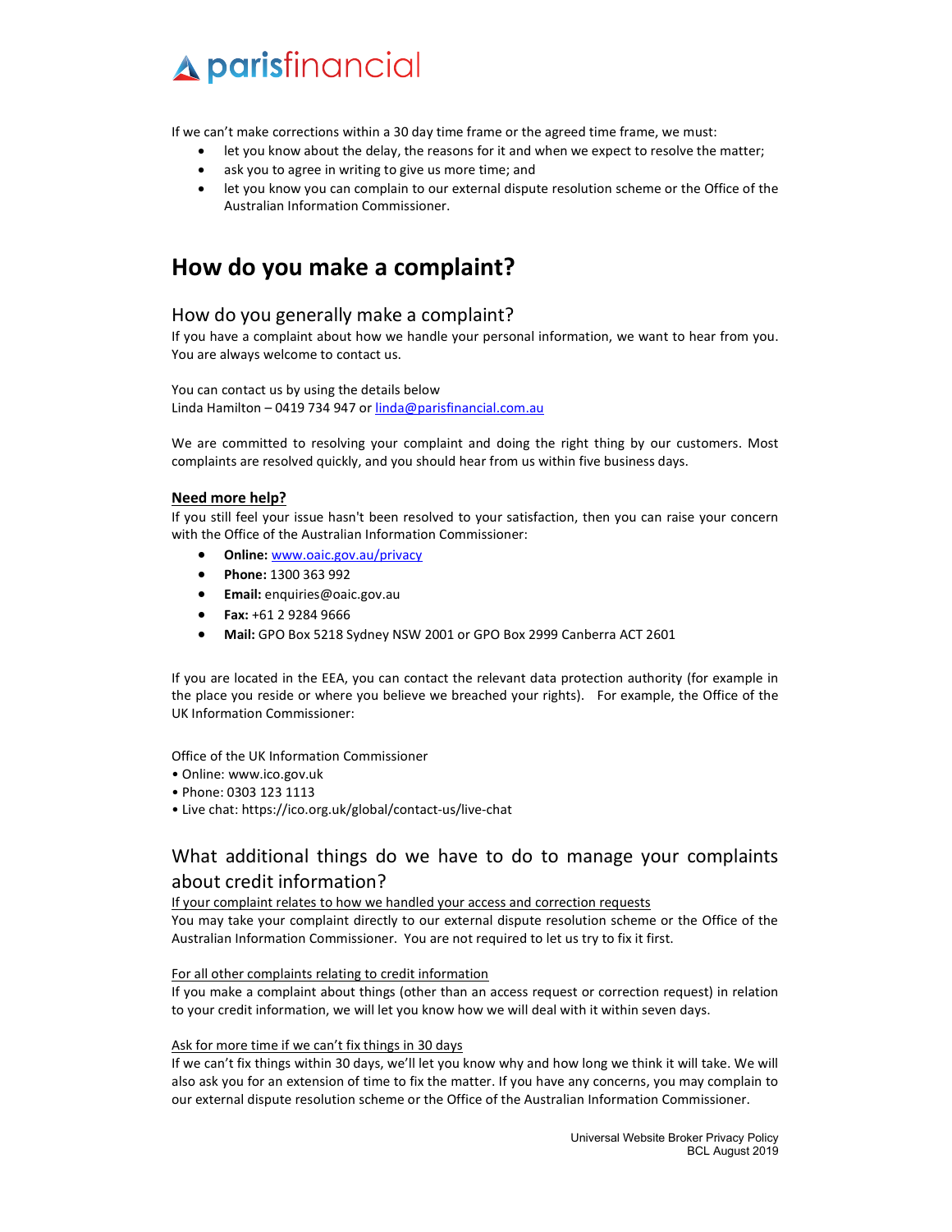If we can't make corrections within a 30 day time frame or the agreed time frame, we must:

- let you know about the delay, the reasons for it and when we expect to resolve the matter;
- ask you to agree in writing to give us more time; and
- let you know you can complain to our external dispute resolution scheme or the Office of the Australian Information Commissioner.

# How do you make a complaint?

## How do you generally make a complaint?

If you have a complaint about how we handle your personal information, we want to hear from you. You are always welcome to contact us.

You can contact us by using the details below
Linda Hamilton – 0419 734 947 or linda@parisfinancial.com.au

We are committed to resolving your complaint and doing the right thing by our customers. Most complaints are resolved quickly, and you should hear from us within five business days.

**Need more help?**

If you still feel your issue hasn't been resolved to your satisfaction, then you can raise your concern with the Office of the Australian Information Commissioner:

- **Online:** www.oaic.gov.au/privacy
- **Phone:** 1300 363 992
- **Email:** enquiries@oaic.gov.au
- **Fax:** +61 2 9284 9666
- **Mail:** GPO Box 5218 Sydney NSW 2001 or GPO Box 2999 Canberra ACT 2601

If you are located in the EEA, you can contact the relevant data protection authority (for example in the place you reside or where you believe we breached your rights). For example, the Office of the UK Information Commissioner:

Office of the UK Information Commissioner

- Online: www.ico.gov.uk
- Phone: 0303 123 1113
- Live chat: https://ico.org.uk/global/contact-us/live-chat

## What additional things do we have to do to manage your complaints about credit information?

If your complaint relates to how we handled your access and correction requests

You may take your complaint directly to our external dispute resolution scheme or the Office of the Australian Information Commissioner. You are not required to let us try to fix it first.

For all other complaints relating to credit information

If you make a complaint about things (other than an access request or correction request) in relation to your credit information, we will let you know how we will deal with it within seven days.

Ask for more time if we can't fix things in 30 days

If we can't fix things within 30 days, we'll let you know why and how long we think it will take. We will also ask you for an extension of time to fix the matter. If you have any concerns, you may complain to our external dispute resolution scheme or the Office of the Australian Information Commissioner.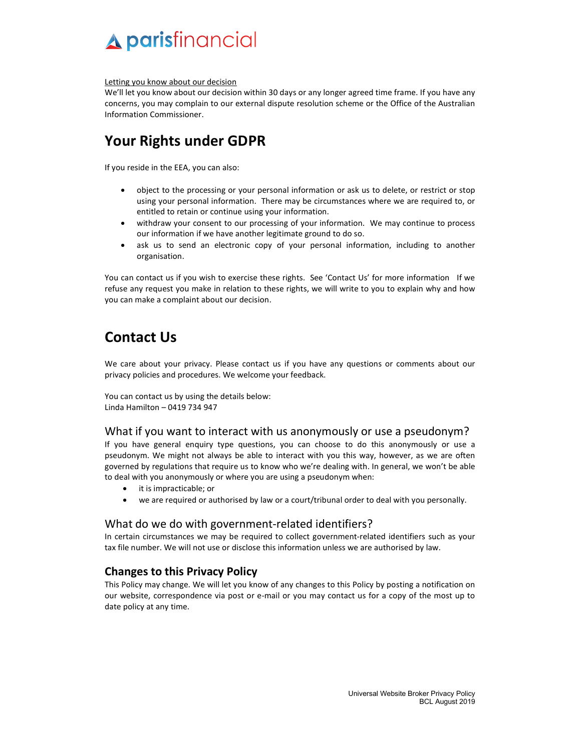Letting you know about our decision

We'll let you know about our decision within 30 days or any longer agreed time frame. If you have any concerns, you may complain to our external dispute resolution scheme or the Office of the Australian Information Commissioner.

## Your Rights under GDPR

If you reside in the EEA, you can also:

- object to the processing or your personal information or ask us to delete, or restrict or stop using your personal information. There may be circumstances where we are required to, or entitled to retain or continue using your information.
- withdraw your consent to our processing of your information. We may continue to process our information if we have another legitimate ground to do so.
- ask us to send an electronic copy of your personal information, including to another organisation.

You can contact us if you wish to exercise these rights. See 'Contact Us' for more information If we refuse any request you make in relation to these rights, we will write to you to explain why and how you can make a complaint about our decision.

## Contact Us

We care about your privacy. Please contact us if you have any questions or comments about our privacy policies and procedures. We welcome your feedback.

You can contact us by using the details below:
Linda Hamilton – 0419 734 947

### What if you want to interact with us anonymously or use a pseudonym?

If you have general enquiry type questions, you can choose to do this anonymously or use a pseudonym. We might not always be able to interact with you this way, however, as we are often governed by regulations that require us to know who we're dealing with. In general, we won't be able to deal with you anonymously or where you are using a pseudonym when:

- it is impracticable; or
- we are required or authorised by law or a court/tribunal order to deal with you personally.

### What do we do with government-related identifiers?

In certain circumstances we may be required to collect government-related identifiers such as your tax file number. We will not use or disclose this information unless we are authorised by law.

### Changes to this Privacy Policy

This Policy may change. We will let you know of any changes to this Policy by posting a notification on our website, correspondence via post or e-mail or you may contact us for a copy of the most up to date policy at any time.